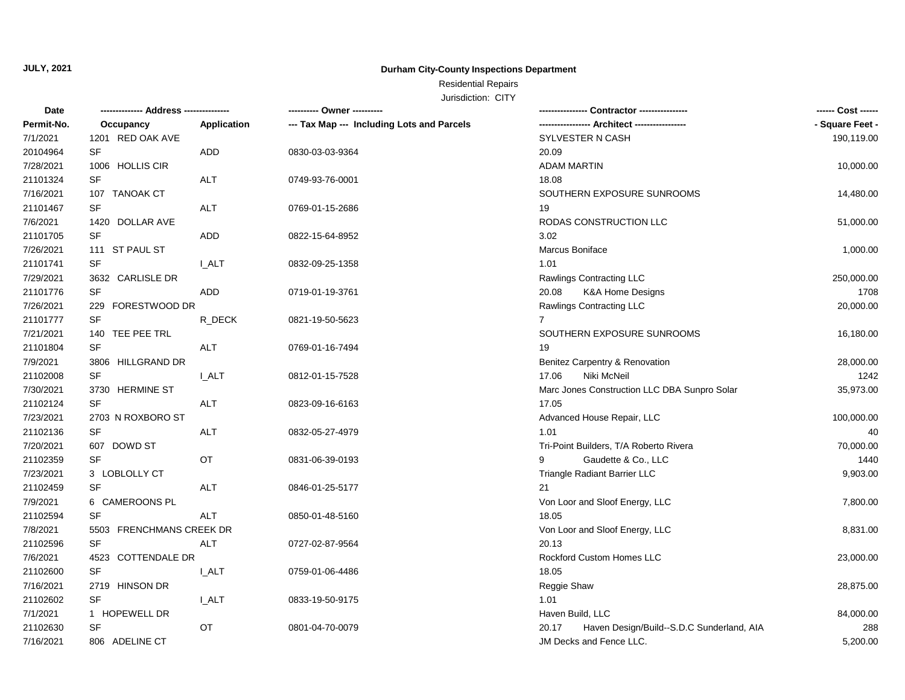**JULY, 2021**

**Durham City-County Inspections Department**

Residential Repairs

Jurisdiction: CITY

| Date | ------------- Address -------------- | | ---------- Owner ---------- | ---------------- Contractor ---------------- | ------ Cost ------ |
|---|---|---|---|---|---|
| **Permit-No.** | **Occupancy** | **Application** | **--- Tax Map --- Including Lots and Parcels** | **----------------- Architect -----------------** | **- Square Feet -** |
| 7/1/2021 | 1201 RED OAK AVE | | | SYLVESTER N CASH | 190,119.00 |
| 20104964 | SF | ADD | 0830-03-03-9364 | 20.09 | |
| 7/28/2021 | 1006 HOLLIS CIR | | | ADAM MARTIN | 10,000.00 |
| 21101324 | SF | ALT | 0749-93-76-0001 | 18.08 | |
| 7/16/2021 | 107 TANOAK CT | | | SOUTHERN EXPOSURE SUNROOMS | 14,480.00 |
| 21101467 | SF | ALT | 0769-01-15-2686 | 19 | |
| 7/6/2021 | 1420 DOLLAR AVE | | | RODAS CONSTRUCTION LLC | 51,000.00 |
| 21101705 | SF | ADD | 0822-15-64-8952 | 3.02 | |
| 7/26/2021 | 111 ST PAUL ST | | | Marcus Boniface | 1,000.00 |
| 21101741 | SF | I_ALT | 0832-09-25-1358 | 1.01 | |
| 7/29/2021 | 3632 CARLISLE DR | | | Rawlings Contracting LLC | 250,000.00 |
| 21101776 | SF | ADD | 0719-01-19-3761 | 20.08 K&A Home Designs | 1708 |
| 7/26/2021 | 229 FORESTWOOD DR | | | Rawlings Contracting LLC | 20,000.00 |
| 21101777 | SF | R_DECK | 0821-19-50-5623 | 7 | |
| 7/21/2021 | 140 TEE PEE TRL | | | SOUTHERN EXPOSURE SUNROOMS | 16,180.00 |
| 21101804 | SF | ALT | 0769-01-16-7494 | 19 | |
| 7/9/2021 | 3806 HILLGRAND DR | | | Benitez Carpentry & Renovation | 28,000.00 |
| 21102008 | SF | I_ALT | 0812-01-15-7528 | 17.06 Niki McNeil | 1242 |
| 7/30/2021 | 3730 HERMINE ST | | | Marc Jones Construction LLC DBA Sunpro Solar | 35,973.00 |
| 21102124 | SF | ALT | 0823-09-16-6163 | 17.05 | |
| 7/23/2021 | 2703 N ROXBORO ST | | | Advanced House Repair, LLC | 100,000.00 |
| 21102136 | SF | ALT | 0832-05-27-4979 | 1.01 | 40 |
| 7/20/2021 | 607 DOWD ST | | | Tri-Point Builders, T/A Roberto Rivera | 70,000.00 |
| 21102359 | SF | OT | 0831-06-39-0193 | 9 Gaudette & Co., LLC | 1440 |
| 7/23/2021 | 3 LOBLOLLY CT | | | Triangle Radiant Barrier LLC | 9,903.00 |
| 21102459 | SF | ALT | 0846-01-25-5177 | 21 | |
| 7/9/2021 | 6 CAMEROONS PL | | | Von Loor and Sloof Energy, LLC | 7,800.00 |
| 21102594 | SF | ALT | 0850-01-48-5160 | 18.05 | |
| 7/8/2021 | 5503 FRENCHMANS CREEK DR | | | Von Loor and Sloof Energy, LLC | 8,831.00 |
| 21102596 | SF | ALT | 0727-02-87-9564 | 20.13 | |
| 7/6/2021 | 4523 COTTENDALE DR | | | Rockford Custom Homes LLC | 23,000.00 |
| 21102600 | SF | I_ALT | 0759-01-06-4486 | 18.05 | |
| 7/16/2021 | 2719 HINSON DR | | | Reggie Shaw | 28,875.00 |
| 21102602 | SF | I_ALT | 0833-19-50-9175 | 1.01 | |
| 7/1/2021 | 1 HOPEWELL DR | | | Haven Build, LLC | 84,000.00 |
| 21102630 | SF | OT | 0801-04-70-0079 | 20.17 Haven Design/Build--S.D.C Sunderland, AIA | 288 |
| 7/16/2021 | 806 ADELINE CT | | | JM Decks and Fence LLC. | 5,200.00 |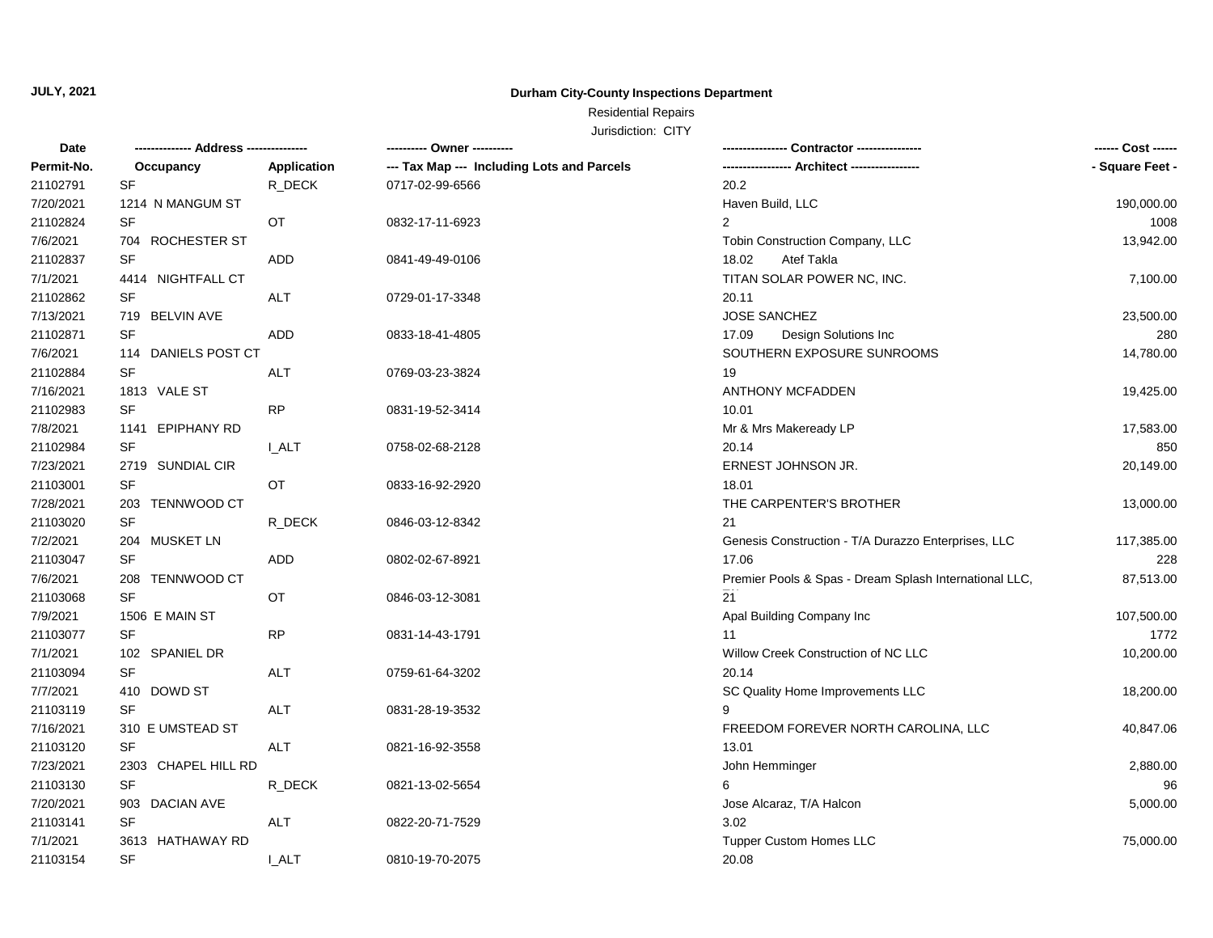**JULY, 2021**

**Durham City-County Inspections Department**

Residential Repairs

Jurisdiction: CITY

| Date | -------------- Address -------------- | | ---------- Owner ---------- | ---------------- Contractor ---------------- | ------ Cost ------ |
|---|---|---|---|---|---|
| Permit-No. | Occupancy | Application | --- Tax Map --- Including Lots and Parcels | ----------------- Architect ----------------- | - Square Feet - |
| 21102791 | SF | R_DECK | 0717-02-99-6566 | 20.2 | |
| 7/20/2021 | 1214 N MANGUM ST | | | Haven Build, LLC | 190,000.00 |
| 21102824 | SF | OT | 0832-17-11-6923 | 2 | 1008 |
| 7/6/2021 | 704 ROCHESTER ST | | | Tobin Construction Company, LLC | 13,942.00 |
| 21102837 | SF | ADD | 0841-49-49-0106 | 18.02 Atef Takla | |
| 7/1/2021 | 4414 NIGHTFALL CT | | | TITAN SOLAR POWER NC, INC. | 7,100.00 |
| 21102862 | SF | ALT | 0729-01-17-3348 | 20.11 | |
| 7/13/2021 | 719 BELVIN AVE | | | JOSE SANCHEZ | 23,500.00 |
| 21102871 | SF | ADD | 0833-18-41-4805 | 17.09 Design Solutions Inc | 280 |
| 7/6/2021 | 114 DANIELS POST CT | | | SOUTHERN EXPOSURE SUNROOMS | 14,780.00 |
| 21102884 | SF | ALT | 0769-03-23-3824 | 19 | |
| 7/16/2021 | 1813 VALE ST | | | ANTHONY MCFADDEN | 19,425.00 |
| 21102983 | SF | RP | 0831-19-52-3414 | 10.01 | |
| 7/8/2021 | 1141 EPIPHANY RD | | | Mr & Mrs Makeready LP | 17,583.00 |
| 21102984 | SF | I_ALT | 0758-02-68-2128 | 20.14 | 850 |
| 7/23/2021 | 2719 SUNDIAL CIR | | | ERNEST JOHNSON JR. | 20,149.00 |
| 21103001 | SF | OT | 0833-16-92-2920 | 18.01 | |
| 7/28/2021 | 203 TENNWOOD CT | | | THE CARPENTER'S BROTHER | 13,000.00 |
| 21103020 | SF | R_DECK | 0846-03-12-8342 | 21 | |
| 7/2/2021 | 204 MUSKET LN | | | Genesis Construction - T/A Durazzo Enterprises, LLC | 117,385.00 |
| 21103047 | SF | ADD | 0802-02-67-8921 | 17.06 | 228 |
| 7/6/2021 | 208 TENNWOOD CT | | | Premier Pools & Spas - Dream Splash International LLC, | 87,513.00 |
| 21103068 | SF | OT | 0846-03-12-3081 | 21 | |
| 7/9/2021 | 1506 E MAIN ST | | | Apal Building Company Inc | 107,500.00 |
| 21103077 | SF | RP | 0831-14-43-1791 | 11 | 1772 |
| 7/1/2021 | 102 SPANIEL DR | | | Willow Creek Construction of NC LLC | 10,200.00 |
| 21103094 | SF | ALT | 0759-61-64-3202 | 20.14 | |
| 7/7/2021 | 410 DOWD ST | | | SC Quality Home Improvements LLC | 18,200.00 |
| 21103119 | SF | ALT | 0831-28-19-3532 | 9 | |
| 7/16/2021 | 310 E UMSTEAD ST | | | FREEDOM FOREVER NORTH CAROLINA, LLC | 40,847.06 |
| 21103120 | SF | ALT | 0821-16-92-3558 | 13.01 | |
| 7/23/2021 | 2303 CHAPEL HILL RD | | | John Hemminger | 2,880.00 |
| 21103130 | SF | R_DECK | 0821-13-02-5654 | 6 | 96 |
| 7/20/2021 | 903 DACIAN AVE | | | Jose Alcaraz, T/A Halcon | 5,000.00 |
| 21103141 | SF | ALT | 0822-20-71-7529 | 3.02 | |
| 7/1/2021 | 3613 HATHAWAY RD | | | Tupper Custom Homes LLC | 75,000.00 |
| 21103154 | SF | I_ALT | 0810-19-70-2075 | 20.08 | |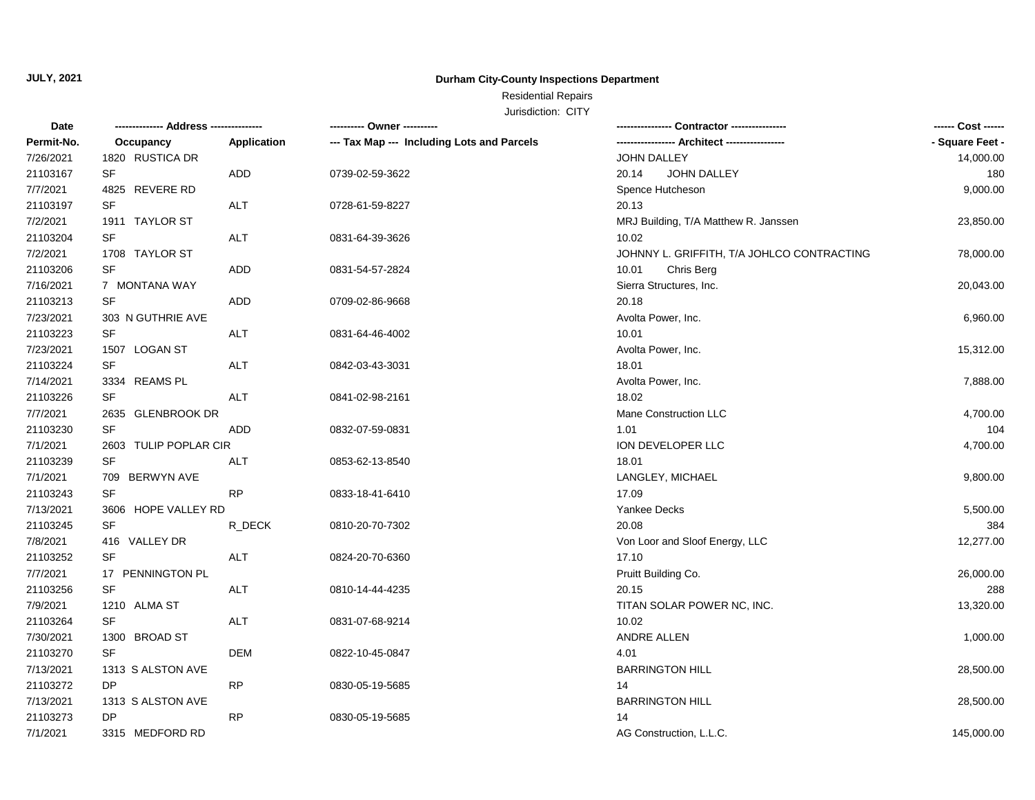**JULY, 2021**

**Durham City-County Inspections Department**

Residential Repairs

Jurisdiction: CITY

| Date | -------------- Address -------------- | | ---------- Owner ---------- | ---------------- Contractor ---------------- | ------ Cost ------ |
|---|---|---|---|---|---|
| **Permit-No.** | **Occupancy** | **Application** | **--- Tax Map --- Including Lots and Parcels** | **----------------- Architect -----------------** | **- Square Feet -** |
| 7/26/2021 | 1820 RUSTICA DR | | | JOHN DALLEY | 14,000.00 |
| 21103167 | SF | ADD | 0739-02-59-3622 | 20.14 JOHN DALLEY | 180 |
| 7/7/2021 | 4825 REVERE RD | | | Spence Hutcheson | 9,000.00 |
| 21103197 | SF | ALT | 0728-61-59-8227 | 20.13 | |
| 7/2/2021 | 1911 TAYLOR ST | | | MRJ Building, T/A Matthew R. Janssen | 23,850.00 |
| 21103204 | SF | ALT | 0831-64-39-3626 | 10.02 | |
| 7/2/2021 | 1708 TAYLOR ST | | | JOHNNY L. GRIFFITH, T/A JOHLCO CONTRACTING | 78,000.00 |
| 21103206 | SF | ADD | 0831-54-57-2824 | 10.01 Chris Berg | |
| 7/16/2021 | 7 MONTANA WAY | | | Sierra Structures, Inc. | 20,043.00 |
| 21103213 | SF | ADD | 0709-02-86-9668 | 20.18 | |
| 7/23/2021 | 303 N GUTHRIE AVE | | | Avolta Power, Inc. | 6,960.00 |
| 21103223 | SF | ALT | 0831-64-46-4002 | 10.01 | |
| 7/23/2021 | 1507 LOGAN ST | | | Avolta Power, Inc. | 15,312.00 |
| 21103224 | SF | ALT | 0842-03-43-3031 | 18.01 | |
| 7/14/2021 | 3334 REAMS PL | | | Avolta Power, Inc. | 7,888.00 |
| 21103226 | SF | ALT | 0841-02-98-2161 | 18.02 | |
| 7/7/2021 | 2635 GLENBROOK DR | | | Mane Construction LLC | 4,700.00 |
| 21103230 | SF | ADD | 0832-07-59-0831 | 1.01 | 104 |
| 7/1/2021 | 2603 TULIP POPLAR CIR | | | ION DEVELOPER LLC | 4,700.00 |
| 21103239 | SF | ALT | 0853-62-13-8540 | 18.01 | |
| 7/1/2021 | 709 BERWYN AVE | | | LANGLEY, MICHAEL | 9,800.00 |
| 21103243 | SF | RP | 0833-18-41-6410 | 17.09 | |
| 7/13/2021 | 3606 HOPE VALLEY RD | | | Yankee Decks | 5,500.00 |
| 21103245 | SF | R_DECK | 0810-20-70-7302 | 20.08 | 384 |
| 7/8/2021 | 416 VALLEY DR | | | Von Loor and Sloof Energy, LLC | 12,277.00 |
| 21103252 | SF | ALT | 0824-20-70-6360 | 17.10 | |
| 7/7/2021 | 17 PENNINGTON PL | | | Pruitt Building Co. | 26,000.00 |
| 21103256 | SF | ALT | 0810-14-44-4235 | 20.15 | 288 |
| 7/9/2021 | 1210 ALMA ST | | | TITAN SOLAR POWER NC, INC. | 13,320.00 |
| 21103264 | SF | ALT | 0831-07-68-9214 | 10.02 | |
| 7/30/2021 | 1300 BROAD ST | | | ANDRE ALLEN | 1,000.00 |
| 21103270 | SF | DEM | 0822-10-45-0847 | 4.01 | |
| 7/13/2021 | 1313 S ALSTON AVE | | | BARRINGTON HILL | 28,500.00 |
| 21103272 | DP | RP | 0830-05-19-5685 | 14 | |
| 7/13/2021 | 1313 S ALSTON AVE | | | BARRINGTON HILL | 28,500.00 |
| 21103273 | DP | RP | 0830-05-19-5685 | 14 | |
| 7/1/2021 | 3315 MEDFORD RD | | | AG Construction, L.L.C. | 145,000.00 |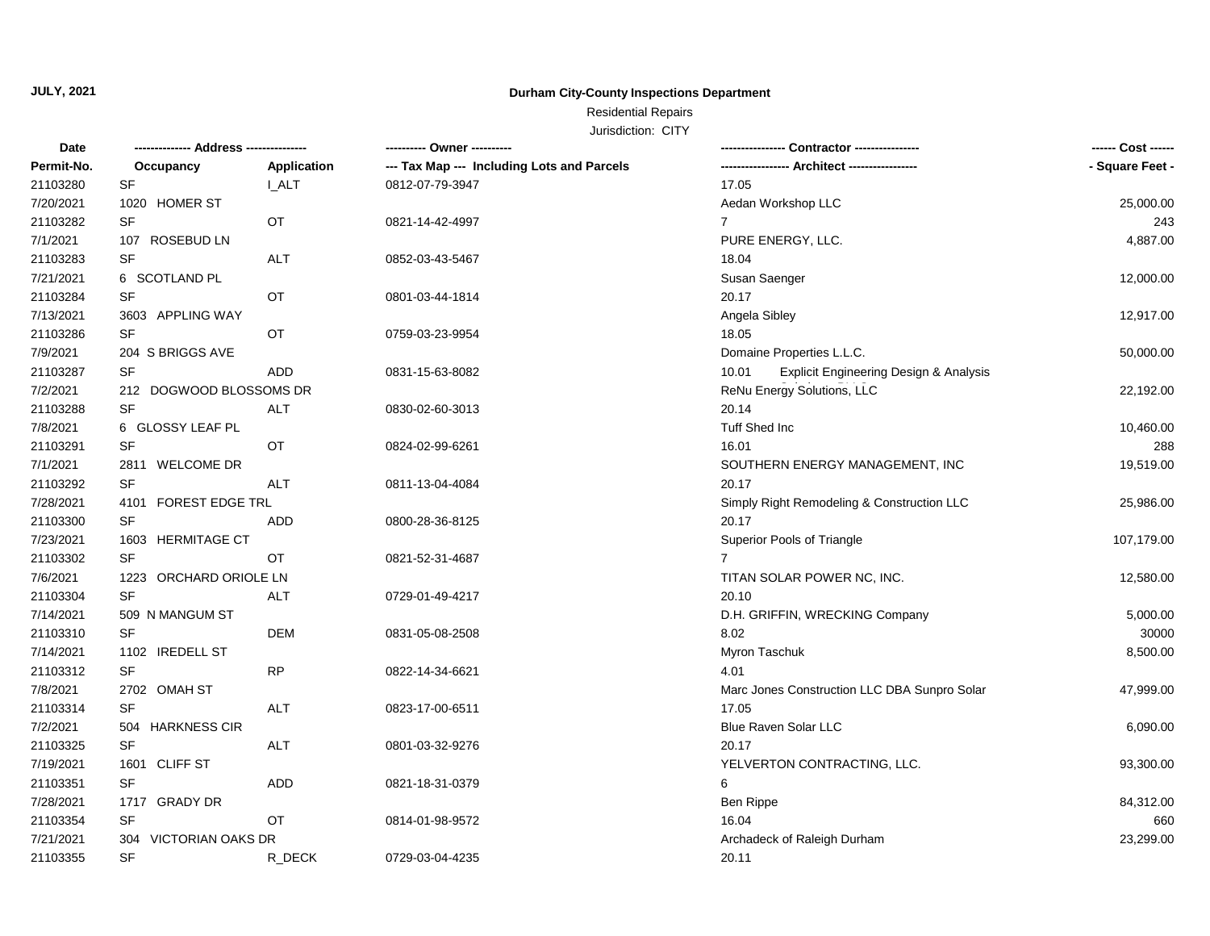**JULY, 2021**

**Durham City-County Inspections Department**

Residential Repairs

Jurisdiction: CITY

| Date | -------------- Address --------------- | | ---------- Owner ---------- | ---------------- Contractor ---------------- | ------ Cost ------ |
|---|---|---|---|---|---|
| Permit-No. | Occupancy | Application | --- Tax Map --- Including Lots and Parcels | ----------------- Architect ----------------- | - Square Feet - |
| 21103280 | SF | I_ALT | 0812-07-79-3947 | 17.05 | |
| 7/20/2021 | 1020 HOMER ST | | | Aedan Workshop LLC | 25,000.00 |
| 21103282 | SF | OT | 0821-14-42-4997 | 7 | 243 |
| 7/1/2021 | 107 ROSEBUD LN | | | PURE ENERGY, LLC. | 4,887.00 |
| 21103283 | SF | ALT | 0852-03-43-5467 | 18.04 | |
| 7/21/2021 | 6 SCOTLAND PL | | | Susan Saenger | 12,000.00 |
| 21103284 | SF | OT | 0801-03-44-1814 | 20.17 | |
| 7/13/2021 | 3603 APPLING WAY | | | Angela Sibley | 12,917.00 |
| 21103286 | SF | OT | 0759-03-23-9954 | 18.05 | |
| 7/9/2021 | 204 S BRIGGS AVE | | | Domaine Properties L.L.C. | 50,000.00 |
| 21103287 | SF | ADD | 0831-15-63-8082 | 10.01 Explicit Engineering Design & Analysis | |
| 7/2/2021 | 212 DOGWOOD BLOSSOMS DR | | | ReNu Energy Solutions, LLC | 22,192.00 |
| 21103288 | SF | ALT | 0830-02-60-3013 | 20.14 | |
| 7/8/2021 | 6 GLOSSY LEAF PL | | | Tuff Shed Inc | 10,460.00 |
| 21103291 | SF | OT | 0824-02-99-6261 | 16.01 | 288 |
| 7/1/2021 | 2811 WELCOME DR | | | SOUTHERN ENERGY MANAGEMENT, INC | 19,519.00 |
| 21103292 | SF | ALT | 0811-13-04-4084 | 20.17 | |
| 7/28/2021 | 4101 FOREST EDGE TRL | | | Simply Right Remodeling & Construction LLC | 25,986.00 |
| 21103300 | SF | ADD | 0800-28-36-8125 | 20.17 | |
| 7/23/2021 | 1603 HERMITAGE CT | | | Superior Pools of Triangle | 107,179.00 |
| 21103302 | SF | OT | 0821-52-31-4687 | 7 | |
| 7/6/2021 | 1223 ORCHARD ORIOLE LN | | | TITAN SOLAR POWER NC, INC. | 12,580.00 |
| 21103304 | SF | ALT | 0729-01-49-4217 | 20.10 | |
| 7/14/2021 | 509 N MANGUM ST | | | D.H. GRIFFIN, WRECKING Company | 5,000.00 |
| 21103310 | SF | DEM | 0831-05-08-2508 | 8.02 | 30000 |
| 7/14/2021 | 1102 IREDELL ST | | | Myron Taschuk | 8,500.00 |
| 21103312 | SF | RP | 0822-14-34-6621 | 4.01 | |
| 7/8/2021 | 2702 OMAH ST | | | Marc Jones Construction LLC DBA Sunpro Solar | 47,999.00 |
| 21103314 | SF | ALT | 0823-17-00-6511 | 17.05 | |
| 7/2/2021 | 504 HARKNESS CIR | | | Blue Raven Solar LLC | 6,090.00 |
| 21103325 | SF | ALT | 0801-03-32-9276 | 20.17 | |
| 7/19/2021 | 1601 CLIFF ST | | | YELVERTON CONTRACTING, LLC. | 93,300.00 |
| 21103351 | SF | ADD | 0821-18-31-0379 | 6 | |
| 7/28/2021 | 1717 GRADY DR | | | Ben Rippe | 84,312.00 |
| 21103354 | SF | OT | 0814-01-98-9572 | 16.04 | 660 |
| 7/21/2021 | 304 VICTORIAN OAKS DR | | | Archadeck of Raleigh Durham | 23,299.00 |
| 21103355 | SF | R_DECK | 0729-03-04-4235 | 20.11 | |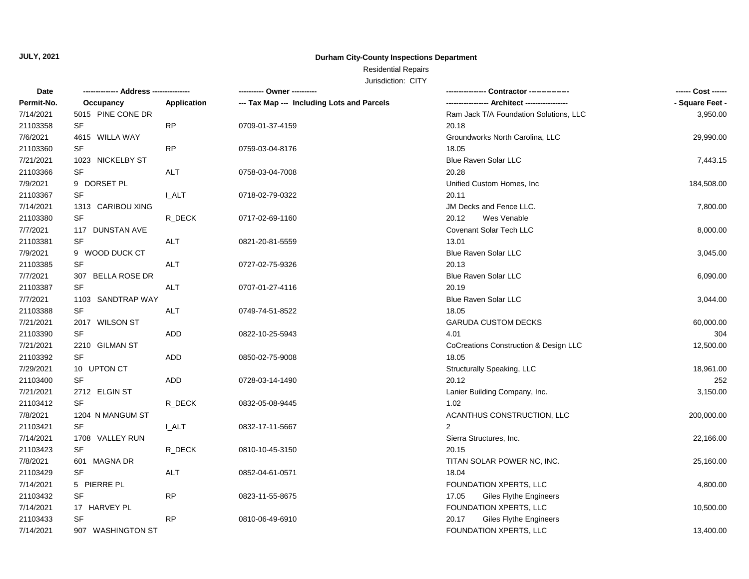**JULY, 2021**

**Durham City-County Inspections Department**

Residential Repairs

Jurisdiction: CITY

| Date | ------------- Address -------------- | | ---------- Owner ---------- | ---------------- Contractor ---------------- | ------ Cost ------ |
|---|---|---|---|---|---|
| Permit-No. | Occupancy | Application | --- Tax Map --- Including Lots and Parcels | ----------------- Architect ----------------- | - Square Feet - |
| 7/14/2021 | 5015 PINE CONE DR | | | Ram Jack T/A Foundation Solutions, LLC | 3,950.00 |
| 21103358 | SF | RP | 0709-01-37-4159 | 20.18 | |
| 7/6/2021 | 4615 WILLA WAY | | | Groundworks North Carolina, LLC | 29,990.00 |
| 21103360 | SF | RP | 0759-03-04-8176 | 18.05 | |
| 7/21/2021 | 1023 NICKELBY ST | | | Blue Raven Solar LLC | 7,443.15 |
| 21103366 | SF | ALT | 0758-03-04-7008 | 20.28 | |
| 7/9/2021 | 9 DORSET PL | | | Unified Custom Homes, Inc | 184,508.00 |
| 21103367 | SF | I_ALT | 0718-02-79-0322 | 20.11 | |
| 7/14/2021 | 1313 CARIBOU XING | | | JM Decks and Fence LLC. | 7,800.00 |
| 21103380 | SF | R_DECK | 0717-02-69-1160 | 20.12 Wes Venable | |
| 7/7/2021 | 117 DUNSTAN AVE | | | Covenant Solar Tech LLC | 8,000.00 |
| 21103381 | SF | ALT | 0821-20-81-5559 | 13.01 | |
| 7/9/2021 | 9 WOOD DUCK CT | | | Blue Raven Solar LLC | 3,045.00 |
| 21103385 | SF | ALT | 0727-02-75-9326 | 20.13 | |
| 7/7/2021 | 307 BELLA ROSE DR | | | Blue Raven Solar LLC | 6,090.00 |
| 21103387 | SF | ALT | 0707-01-27-4116 | 20.19 | |
| 7/7/2021 | 1103 SANDTRAP WAY | | | Blue Raven Solar LLC | 3,044.00 |
| 21103388 | SF | ALT | 0749-74-51-8522 | 18.05 | |
| 7/21/2021 | 2017 WILSON ST | | | GARUDA CUSTOM DECKS | 60,000.00 |
| 21103390 | SF | ADD | 0822-10-25-5943 | 4.01 | 304 |
| 7/21/2021 | 2210 GILMAN ST | | | CoCreations Construction & Design LLC | 12,500.00 |
| 21103392 | SF | ADD | 0850-02-75-9008 | 18.05 | |
| 7/29/2021 | 10 UPTON CT | | | Structurally Speaking, LLC | 18,961.00 |
| 21103400 | SF | ADD | 0728-03-14-1490 | 20.12 | 252 |
| 7/21/2021 | 2712 ELGIN ST | | | Lanier Building Company, Inc. | 3,150.00 |
| 21103412 | SF | R_DECK | 0832-05-08-9445 | 1.02 | |
| 7/8/2021 | 1204 N MANGUM ST | | | ACANTHUS CONSTRUCTION, LLC | 200,000.00 |
| 21103421 | SF | I_ALT | 0832-17-11-5667 | 2 | |
| 7/14/2021 | 1708 VALLEY RUN | | | Sierra Structures, Inc. | 22,166.00 |
| 21103423 | SF | R_DECK | 0810-10-45-3150 | 20.15 | |
| 7/8/2021 | 601 MAGNA DR | | | TITAN SOLAR POWER NC, INC. | 25,160.00 |
| 21103429 | SF | ALT | 0852-04-61-0571 | 18.04 | |
| 7/14/2021 | 5 PIERRE PL | | | FOUNDATION XPERTS, LLC | 4,800.00 |
| 21103432 | SF | RP | 0823-11-55-8675 | 17.05 Giles Flythe Engineers | |
| 7/14/2021 | 17 HARVEY PL | | | FOUNDATION XPERTS, LLC | 10,500.00 |
| 21103433 | SF | RP | 0810-06-49-6910 | 20.17 Giles Flythe Engineers | |
| 7/14/2021 | 907 WASHINGTON ST | | | FOUNDATION XPERTS, LLC | 13,400.00 |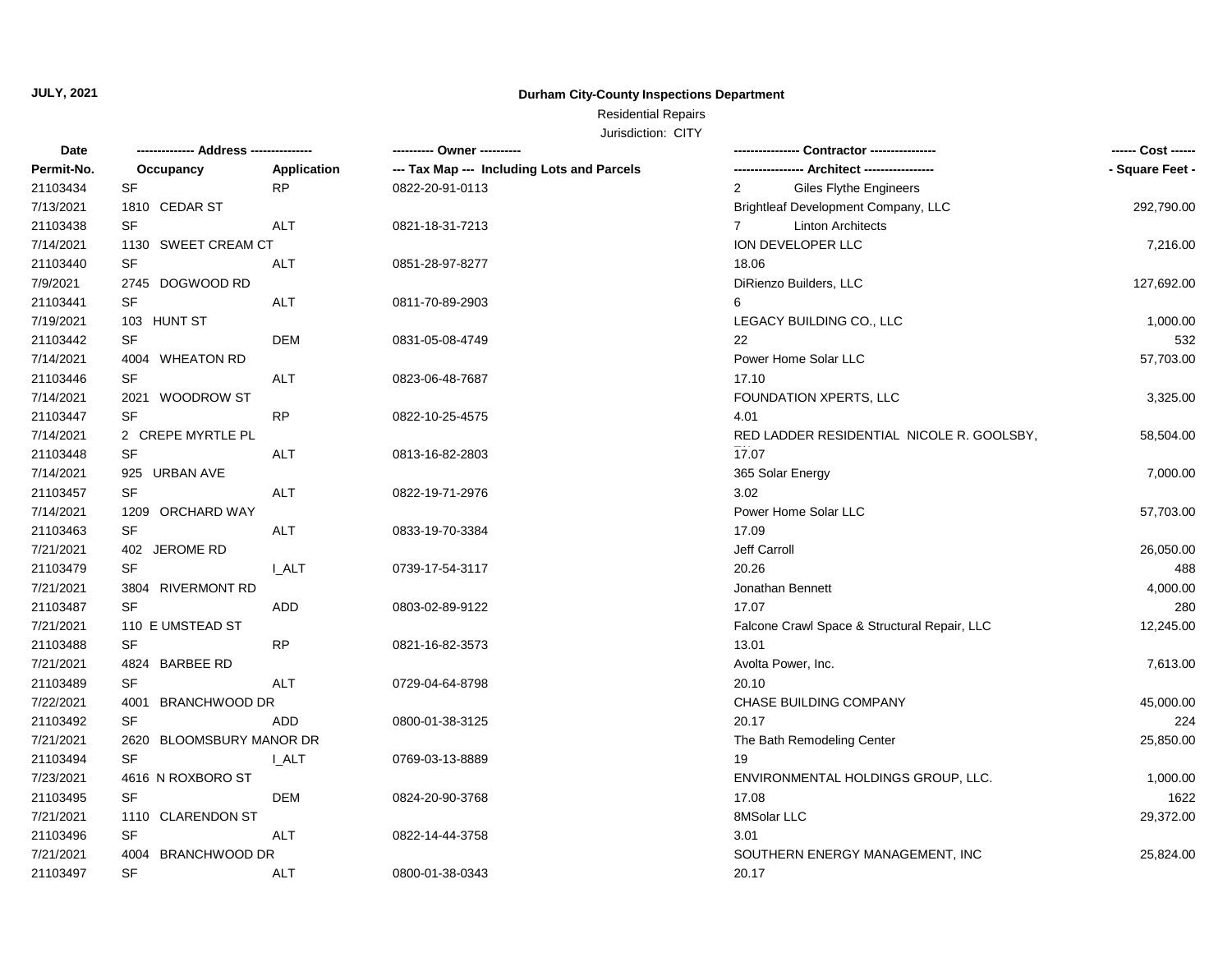**JULY, 2021**

**Durham City-County Inspections Department**

Residential Repairs

Jurisdiction: CITY

| Date / Permit-No. | Address / Occupancy | Application | Owner / Tax Map --- Including Lots and Parcels | Contractor / Architect | Cost / Square Feet |
|---|---|---|---|---|---|
| 21103434 | SF | RP | 0822-20-91-0113 | 2 Giles Flythe Engineers | |
| 7/13/2021 | 1810 CEDAR ST | | | Brightleaf Development Company, LLC | 292,790.00 |
| 21103438 | SF | ALT | 0821-18-31-7213 | 7 Linton Architects | |
| 7/14/2021 | 1130 SWEET CREAM CT | | | ION DEVELOPER LLC | 7,216.00 |
| 21103440 | SF | ALT | 0851-28-97-8277 | 18.06 | |
| 7/9/2021 | 2745 DOGWOOD RD | | | DiRienzo Builders, LLC | 127,692.00 |
| 21103441 | SF | ALT | 0811-70-89-2903 | 6 | |
| 7/19/2021 | 103 HUNT ST | | | LEGACY BUILDING CO., LLC | 1,000.00 |
| 21103442 | SF | DEM | 0831-05-08-4749 | 22 | 532 |
| 7/14/2021 | 4004 WHEATON RD | | | Power Home Solar LLC | 57,703.00 |
| 21103446 | SF | ALT | 0823-06-48-7687 | 17.10 | |
| 7/14/2021 | 2021 WOODROW ST | | | FOUNDATION XPERTS, LLC | 3,325.00 |
| 21103447 | SF | RP | 0822-10-25-4575 | 4.01 | |
| 7/14/2021 | 2 CREPE MYRTLE PL | | | RED LADDER RESIDENTIAL NICOLE R. GOOLSBY, | 58,504.00 |
| 21103448 | SF | ALT | 0813-16-82-2803 | 17.07 | |
| 7/14/2021 | 925 URBAN AVE | | | 365 Solar Energy | 7,000.00 |
| 21103457 | SF | ALT | 0822-19-71-2976 | 3.02 | |
| 7/14/2021 | 1209 ORCHARD WAY | | | Power Home Solar LLC | 57,703.00 |
| 21103463 | SF | ALT | 0833-19-70-3384 | 17.09 | |
| 7/21/2021 | 402 JEROME RD | | | Jeff Carroll | 26,050.00 |
| 21103479 | SF | I_ALT | 0739-17-54-3117 | 20.26 | 488 |
| 7/21/2021 | 3804 RIVERMONT RD | | | Jonathan Bennett | 4,000.00 |
| 21103487 | SF | ADD | 0803-02-89-9122 | 17.07 | 280 |
| 7/21/2021 | 110 E UMSTEAD ST | | | Falcone Crawl Space & Structural Repair, LLC | 12,245.00 |
| 21103488 | SF | RP | 0821-16-82-3573 | 13.01 | |
| 7/21/2021 | 4824 BARBEE RD | | | Avolta Power, Inc. | 7,613.00 |
| 21103489 | SF | ALT | 0729-04-64-8798 | 20.10 | |
| 7/22/2021 | 4001 BRANCHWOOD DR | | | CHASE BUILDING COMPANY | 45,000.00 |
| 21103492 | SF | ADD | 0800-01-38-3125 | 20.17 | 224 |
| 7/21/2021 | 2620 BLOOMSBURY MANOR DR | | | The Bath Remodeling Center | 25,850.00 |
| 21103494 | SF | I_ALT | 0769-03-13-8889 | 19 | |
| 7/23/2021 | 4616 N ROXBORO ST | | | ENVIRONMENTAL HOLDINGS GROUP, LLC. | 1,000.00 |
| 21103495 | SF | DEM | 0824-20-90-3768 | 17.08 | 1622 |
| 7/21/2021 | 1110 CLARENDON ST | | | 8MSolar LLC | 29,372.00 |
| 21103496 | SF | ALT | 0822-14-44-3758 | 3.01 | |
| 7/21/2021 | 4004 BRANCHWOOD DR | | | SOUTHERN ENERGY MANAGEMENT, INC | 25,824.00 |
| 21103497 | SF | ALT | 0800-01-38-0343 | 20.17 | |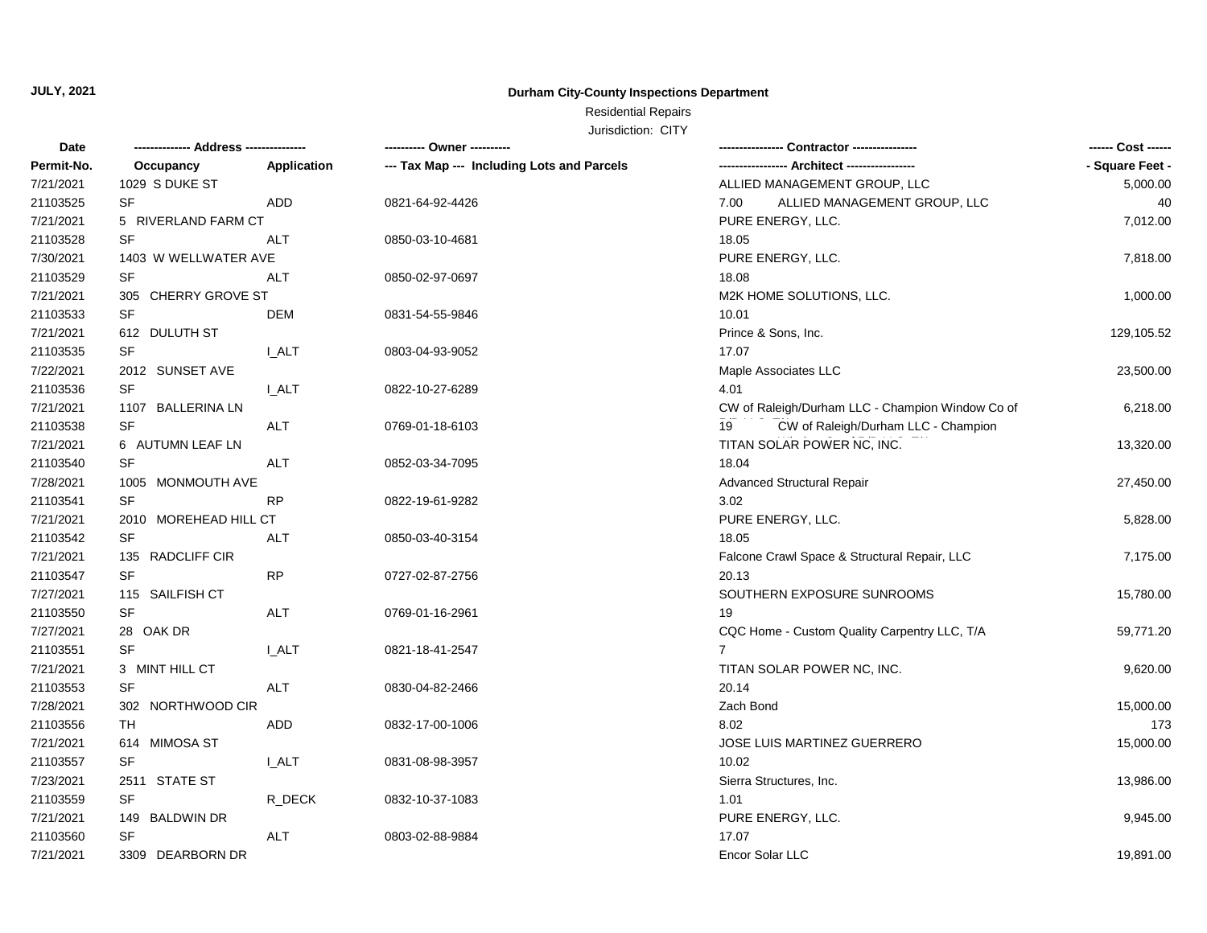**JULY, 2021**

**Durham City-County Inspections Department**

Residential Repairs

Jurisdiction: CITY

| Date | ------------- Address -------------- | | ---------- Owner ---------- | ---------------- Contractor ---------------- | ------ Cost ------ |
|---|---|---|---|---|---|
| Permit-No. | Occupancy | Application | --- Tax Map --- Including Lots and Parcels | ----------------- Architect ----------------- | - Square Feet - |
| 7/21/2021 | 1029 S DUKE ST | | | ALLIED MANAGEMENT GROUP, LLC | 5,000.00 |
| 21103525 | SF | ADD | 0821-64-92-4426 | 7.00 ALLIED MANAGEMENT GROUP, LLC | 40 |
| 7/21/2021 | 5 RIVERLAND FARM CT | | | PURE ENERGY, LLC. | 7,012.00 |
| 21103528 | SF | ALT | 0850-03-10-4681 | 18.05 | |
| 7/30/2021 | 1403 W WELLWATER AVE | | | PURE ENERGY, LLC. | 7,818.00 |
| 21103529 | SF | ALT | 0850-02-97-0697 | 18.08 | |
| 7/21/2021 | 305 CHERRY GROVE ST | | | M2K HOME SOLUTIONS, LLC. | 1,000.00 |
| 21103533 | SF | DEM | 0831-54-55-9846 | 10.01 | |
| 7/21/2021 | 612 DULUTH ST | | | Prince & Sons, Inc. | 129,105.52 |
| 21103535 | SF | I_ALT | 0803-04-93-9052 | 17.07 | |
| 7/22/2021 | 2012 SUNSET AVE | | | Maple Associates LLC | 23,500.00 |
| 21103536 | SF | I_ALT | 0822-10-27-6289 | 4.01 | |
| 7/21/2021 | 1107 BALLERINA LN | | | CW of Raleigh/Durham LLC - Champion Window Co of | 6,218.00 |
| 21103538 | SF | ALT | 0769-01-18-6103 | 19 CW of Raleigh/Durham LLC - Champion | |
| 7/21/2021 | 6 AUTUMN LEAF LN | | | TITAN SOLAR POWER NC, INC. | 13,320.00 |
| 21103540 | SF | ALT | 0852-03-34-7095 | 18.04 | |
| 7/28/2021 | 1005 MONMOUTH AVE | | | Advanced Structural Repair | 27,450.00 |
| 21103541 | SF | RP | 0822-19-61-9282 | 3.02 | |
| 7/21/2021 | 2010 MOREHEAD HILL CT | | | PURE ENERGY, LLC. | 5,828.00 |
| 21103542 | SF | ALT | 0850-03-40-3154 | 18.05 | |
| 7/21/2021 | 135 RADCLIFF CIR | | | Falcone Crawl Space & Structural Repair, LLC | 7,175.00 |
| 21103547 | SF | RP | 0727-02-87-2756 | 20.13 | |
| 7/27/2021 | 115 SAILFISH CT | | | SOUTHERN EXPOSURE SUNROOMS | 15,780.00 |
| 21103550 | SF | ALT | 0769-01-16-2961 | 19 | |
| 7/27/2021 | 28 OAK DR | | | CQC Home - Custom Quality Carpentry LLC, T/A | 59,771.20 |
| 21103551 | SF | I_ALT | 0821-18-41-2547 | 7 | |
| 7/21/2021 | 3 MINT HILL CT | | | TITAN SOLAR POWER NC, INC. | 9,620.00 |
| 21103553 | SF | ALT | 0830-04-82-2466 | 20.14 | |
| 7/28/2021 | 302 NORTHWOOD CIR | | | Zach Bond | 15,000.00 |
| 21103556 | TH | ADD | 0832-17-00-1006 | 8.02 | 173 |
| 7/21/2021 | 614 MIMOSA ST | | | JOSE LUIS MARTINEZ GUERRERO | 15,000.00 |
| 21103557 | SF | I_ALT | 0831-08-98-3957 | 10.02 | |
| 7/23/2021 | 2511 STATE ST | | | Sierra Structures, Inc. | 13,986.00 |
| 21103559 | SF | R_DECK | 0832-10-37-1083 | 1.01 | |
| 7/21/2021 | 149 BALDWIN DR | | | PURE ENERGY, LLC. | 9,945.00 |
| 21103560 | SF | ALT | 0803-02-88-9884 | 17.07 | |
| 7/21/2021 | 3309 DEARBORN DR | | | Encor Solar LLC | 19,891.00 |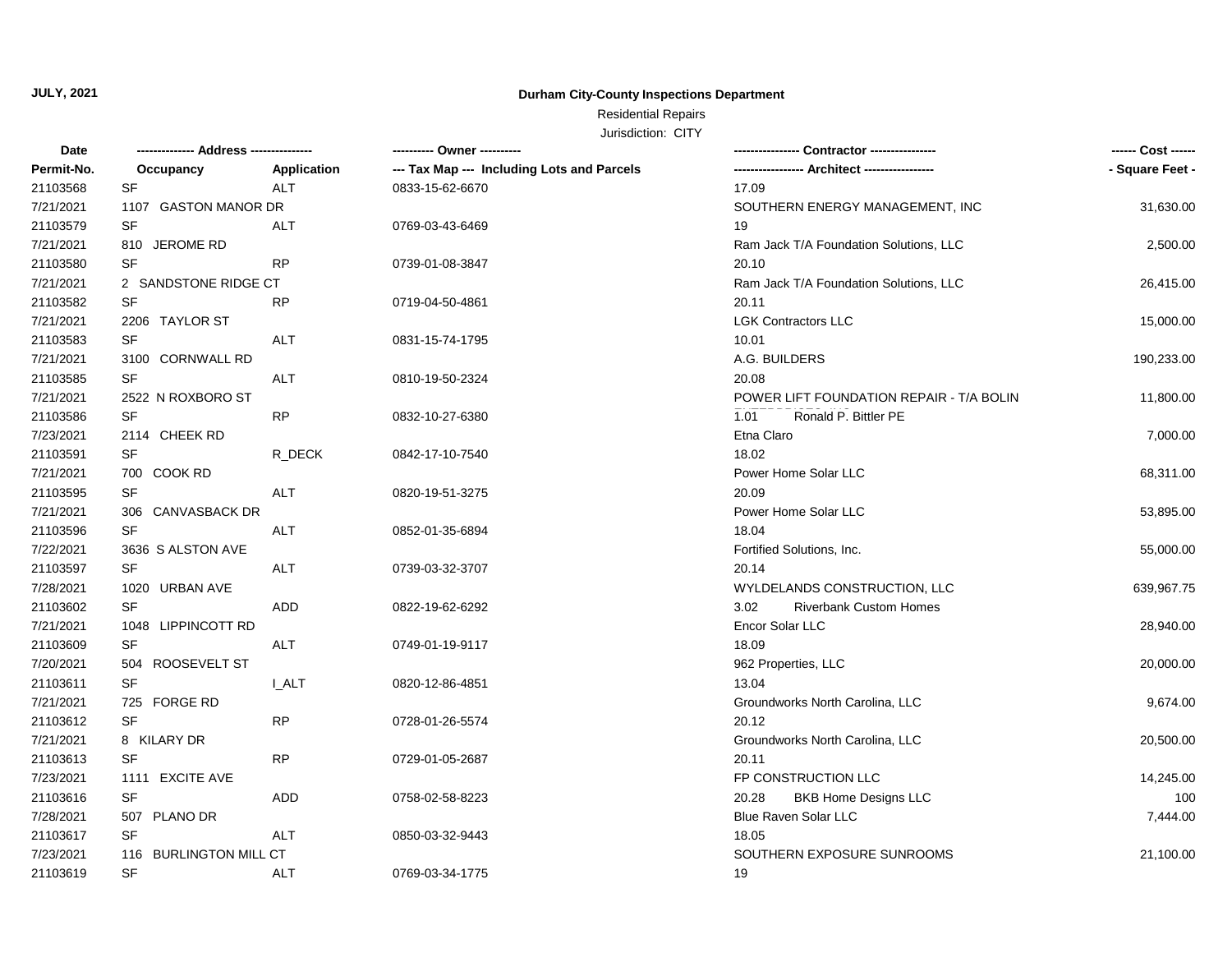**JULY, 2021**

**Durham City-County Inspections Department**

Residential Repairs

Jurisdiction: CITY

| Date | ------------- Address -------------- | | ---------- Owner ---------- | ---------------- Contractor ---------------- | ------ Cost ------ |
|---|---|---|---|---|---|
| Permit-No. | Occupancy | Application | --- Tax Map --- Including Lots and Parcels | ----------------- Architect ----------------- | - Square Feet - |
| 21103568 | SF | ALT | 0833-15-62-6670 | 17.09 | |
| 7/21/2021 | 1107 GASTON MANOR DR | | | SOUTHERN ENERGY MANAGEMENT, INC | 31,630.00 |
| 21103579 | SF | ALT | 0769-03-43-6469 | 19 | |
| 7/21/2021 | 810 JEROME RD | | | Ram Jack T/A Foundation Solutions, LLC | 2,500.00 |
| 21103580 | SF | RP | 0739-01-08-3847 | 20.10 | |
| 7/21/2021 | 2 SANDSTONE RIDGE CT | | | Ram Jack T/A Foundation Solutions, LLC | 26,415.00 |
| 21103582 | SF | RP | 0719-04-50-4861 | 20.11 | |
| 7/21/2021 | 2206 TAYLOR ST | | | LGK Contractors LLC | 15,000.00 |
| 21103583 | SF | ALT | 0831-15-74-1795 | 10.01 | |
| 7/21/2021 | 3100 CORNWALL RD | | | A.G. BUILDERS | 190,233.00 |
| 21103585 | SF | ALT | 0810-19-50-2324 | 20.08 | |
| 7/21/2021 | 2522 N ROXBORO ST | | | POWER LIFT FOUNDATION REPAIR - T/A BOLIN | 11,800.00 |
| 21103586 | SF | RP | 0832-10-27-6380 | 1.01 Ronald P. Bittler PE | |
| 7/23/2021 | 2114 CHEEK RD | | | Etna Claro | 7,000.00 |
| 21103591 | SF | R_DECK | 0842-17-10-7540 | 18.02 | |
| 7/21/2021 | 700 COOK RD | | | Power Home Solar LLC | 68,311.00 |
| 21103595 | SF | ALT | 0820-19-51-3275 | 20.09 | |
| 7/21/2021 | 306 CANVASBACK DR | | | Power Home Solar LLC | 53,895.00 |
| 21103596 | SF | ALT | 0852-01-35-6894 | 18.04 | |
| 7/22/2021 | 3636 S ALSTON AVE | | | Fortified Solutions, Inc. | 55,000.00 |
| 21103597 | SF | ALT | 0739-03-32-3707 | 20.14 | |
| 7/28/2021 | 1020 URBAN AVE | | | WYLDELANDS CONSTRUCTION, LLC | 639,967.75 |
| 21103602 | SF | ADD | 0822-19-62-6292 | 3.02 Riverbank Custom Homes | |
| 7/21/2021 | 1048 LIPPINCOTT RD | | | Encor Solar LLC | 28,940.00 |
| 21103609 | SF | ALT | 0749-01-19-9117 | 18.09 | |
| 7/20/2021 | 504 ROOSEVELT ST | | | 962 Properties, LLC | 20,000.00 |
| 21103611 | SF | I_ALT | 0820-12-86-4851 | 13.04 | |
| 7/21/2021 | 725 FORGE RD | | | Groundworks North Carolina, LLC | 9,674.00 |
| 21103612 | SF | RP | 0728-01-26-5574 | 20.12 | |
| 7/21/2021 | 8 KILARY DR | | | Groundworks North Carolina, LLC | 20,500.00 |
| 21103613 | SF | RP | 0729-01-05-2687 | 20.11 | |
| 7/23/2021 | 1111 EXCITE AVE | | | FP CONSTRUCTION LLC | 14,245.00 |
| 21103616 | SF | ADD | 0758-02-58-8223 | 20.28 BKB Home Designs LLC | 100 |
| 7/28/2021 | 507 PLANO DR | | | Blue Raven Solar LLC | 7,444.00 |
| 21103617 | SF | ALT | 0850-03-32-9443 | 18.05 | |
| 7/23/2021 | 116 BURLINGTON MILL CT | | | SOUTHERN EXPOSURE SUNROOMS | 21,100.00 |
| 21103619 | SF | ALT | 0769-03-34-1775 | 19 | |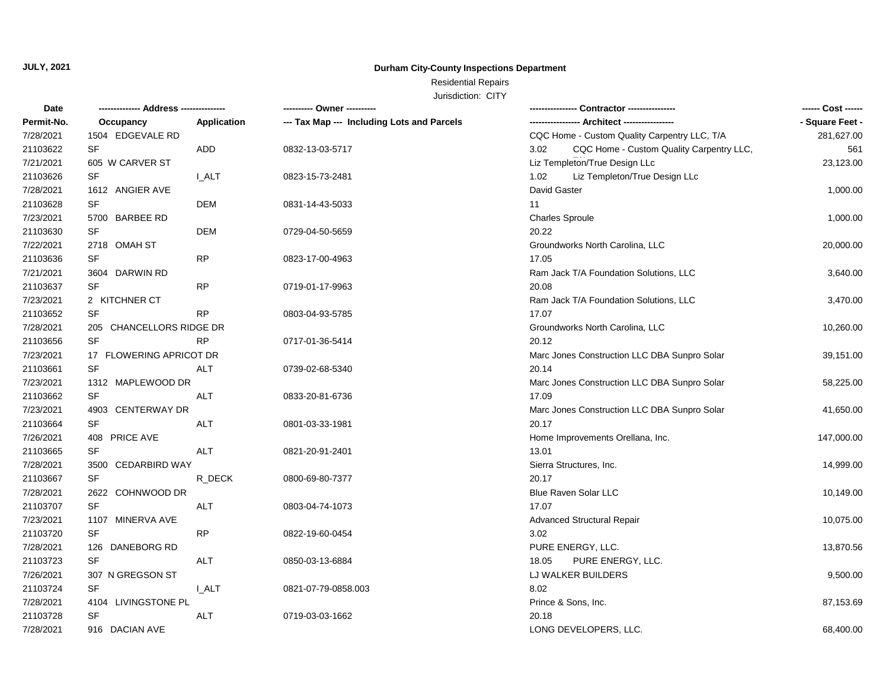**JULY, 2021**

**Durham City-County Inspections Department**

Residential Repairs

Jurisdiction: CITY

| Date | -------------- Address --------------- | | ---------- Owner ---------- | ---------------- Contractor ---------------- | ------ Cost ------ |
|---|---|---|---|---|---|
| **Permit-No.** | **Occupancy** | **Application** | **--- Tax Map --- Including Lots and Parcels** | **----------------- Architect -----------------** | **- Square Feet -** |
| 7/28/2021 | 1504 EDGEVALE RD | | | CQC Home - Custom Quality Carpentry LLC, T/A | 281,627.00 |
| 21103622 | SF | ADD | 0832-13-03-5717 | 3.02 CQC Home - Custom Quality Carpentry LLC, | 561 |
| 7/21/2021 | 605 W CARVER ST | | | Liz Templeton/True Design LLc | 23,123.00 |
| 21103626 | SF | I_ALT | 0823-15-73-2481 | 1.02 Liz Templeton/True Design LLc | |
| 7/28/2021 | 1612 ANGIER AVE | | | David Gaster | 1,000.00 |
| 21103628 | SF | DEM | 0831-14-43-5033 | 11 | |
| 7/23/2021 | 5700 BARBEE RD | | | Charles Sproule | 1,000.00 |
| 21103630 | SF | DEM | 0729-04-50-5659 | 20.22 | |
| 7/22/2021 | 2718 OMAH ST | | | Groundworks North Carolina, LLC | 20,000.00 |
| 21103636 | SF | RP | 0823-17-00-4963 | 17.05 | |
| 7/21/2021 | 3604 DARWIN RD | | | Ram Jack T/A Foundation Solutions, LLC | 3,640.00 |
| 21103637 | SF | RP | 0719-01-17-9963 | 20.08 | |
| 7/23/2021 | 2 KITCHNER CT | | | Ram Jack T/A Foundation Solutions, LLC | 3,470.00 |
| 21103652 | SF | RP | 0803-04-93-5785 | 17.07 | |
| 7/28/2021 | 205 CHANCELLORS RIDGE DR | | | Groundworks North Carolina, LLC | 10,260.00 |
| 21103656 | SF | RP | 0717-01-36-5414 | 20.12 | |
| 7/23/2021 | 17 FLOWERING APRICOT DR | | | Marc Jones Construction LLC DBA Sunpro Solar | 39,151.00 |
| 21103661 | SF | ALT | 0739-02-68-5340 | 20.14 | |
| 7/23/2021 | 1312 MAPLEWOOD DR | | | Marc Jones Construction LLC DBA Sunpro Solar | 58,225.00 |
| 21103662 | SF | ALT | 0833-20-81-6736 | 17.09 | |
| 7/23/2021 | 4903 CENTERWAY DR | | | Marc Jones Construction LLC DBA Sunpro Solar | 41,650.00 |
| 21103664 | SF | ALT | 0801-03-33-1981 | 20.17 | |
| 7/26/2021 | 408 PRICE AVE | | | Home Improvements Orellana, Inc. | 147,000.00 |
| 21103665 | SF | ALT | 0821-20-91-2401 | 13.01 | |
| 7/28/2021 | 3500 CEDARBIRD WAY | | | Sierra Structures, Inc. | 14,999.00 |
| 21103667 | SF | R_DECK | 0800-69-80-7377 | 20.17 | |
| 7/28/2021 | 2622 COHNWOOD DR | | | Blue Raven Solar LLC | 10,149.00 |
| 21103707 | SF | ALT | 0803-04-74-1073 | 17.07 | |
| 7/23/2021 | 1107 MINERVA AVE | | | Advanced Structural Repair | 10,075.00 |
| 21103720 | SF | RP | 0822-19-60-0454 | 3.02 | |
| 7/28/2021 | 126 DANEBORG RD | | | PURE ENERGY, LLC. | 13,870.56 |
| 21103723 | SF | ALT | 0850-03-13-6884 | 18.05 PURE ENERGY, LLC. | |
| 7/26/2021 | 307 N GREGSON ST | | | LJ WALKER BUILDERS | 9,500.00 |
| 21103724 | SF | I_ALT | 0821-07-79-0858.003 | 8.02 | |
| 7/28/2021 | 4104 LIVINGSTONE PL | | | Prince & Sons, Inc. | 87,153.69 |
| 21103728 | SF | ALT | 0719-03-03-1662 | 20.18 | |
| 7/28/2021 | 916 DACIAN AVE | | | LONG DEVELOPERS, LLC. | 68,400.00 |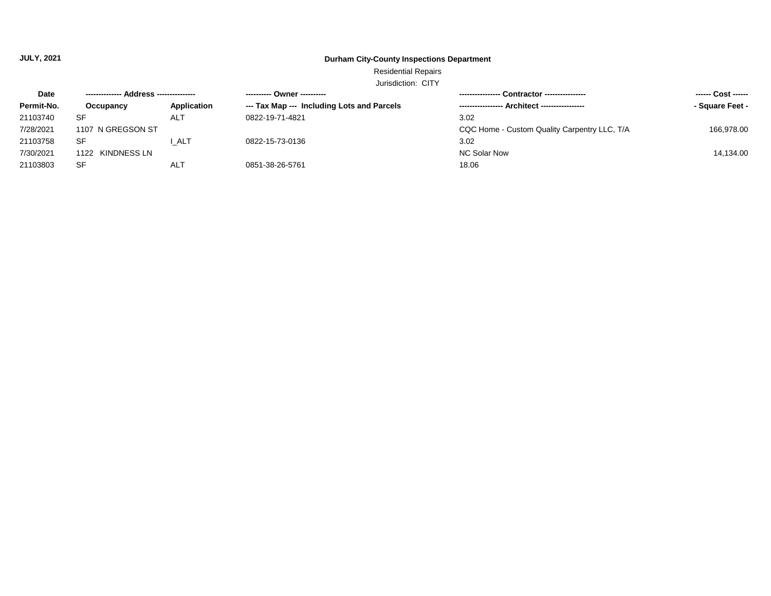**JULY, 2021**

**Durham City-County Inspections Department**

Residential Repairs

Jurisdiction: CITY

| Date | -------------- Address --------------- | | ---------- Owner ---------- | ---------------- Contractor ---------------- | ------ Cost ------ |
|---|---|---|---|---|---|
| **Permit-No.** | **Occupancy** | **Application** | **--- Tax Map --- Including Lots and Parcels** | **----------------- Architect -----------------** | **- Square Feet -** |
| 21103740 | SF | ALT | 0822-19-71-4821 | 3.02 | |
| 7/28/2021 | 1107 N GREGSON ST | | | CQC Home - Custom Quality Carpentry LLC, T/A | 166,978.00 |
| 21103758 | SF | I_ALT | 0822-15-73-0136 | 3.02 | |
| 7/30/2021 | 1122 KINDNESS LN | | | NC Solar Now | 14,134.00 |
| 21103803 | SF | ALT | 0851-38-26-5761 | 18.06 | |